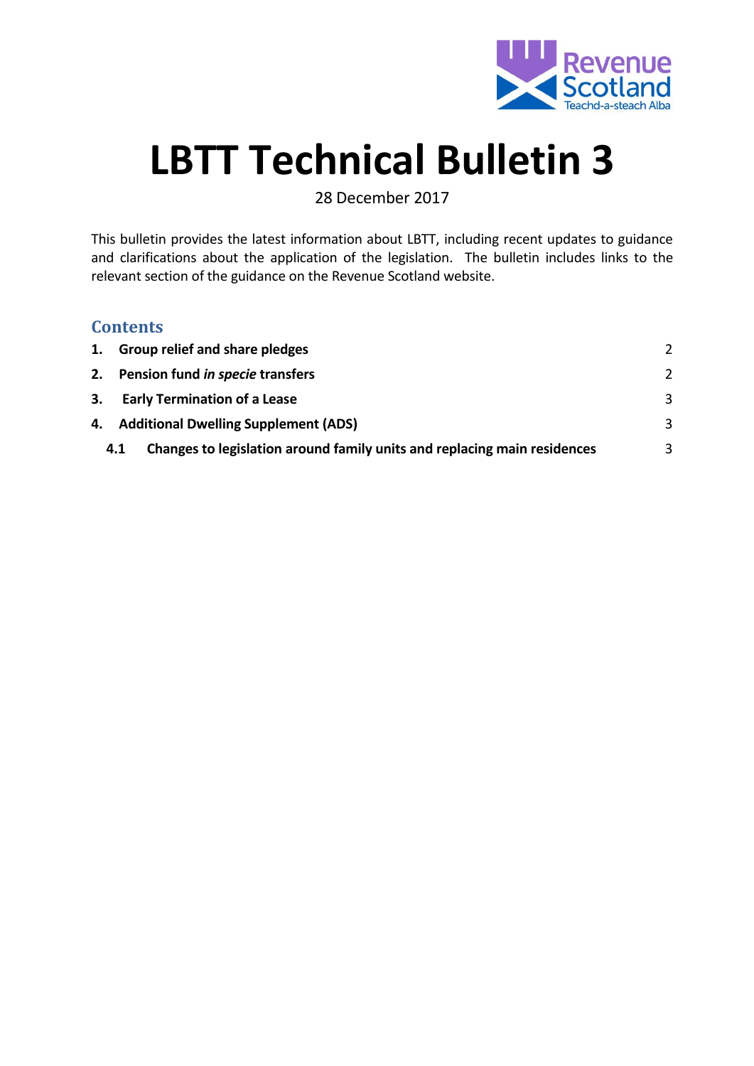# LBTT Technical Bulletin 3

28 December 2017

This bulletin provides the latest information about LBTT, including recent updates to guidance and clarifications about the application of the legislation. The bulletin includes links to the relevant section of the guidance on the Revenue Scotland website.

## Contents

| | | |
|---|---|---|
| **1.** | **Group relief and share pledges** | 2 |
| **2.** | **Pension fund *in specie* transfers** | 2 |
| **3.** | **Early Termination of a Lease** | 3 |
| **4.** | **Additional Dwelling Supplement (ADS)** | 3 |
| **4.1** | **Changes to legislation around family units and replacing main residences** | 3 |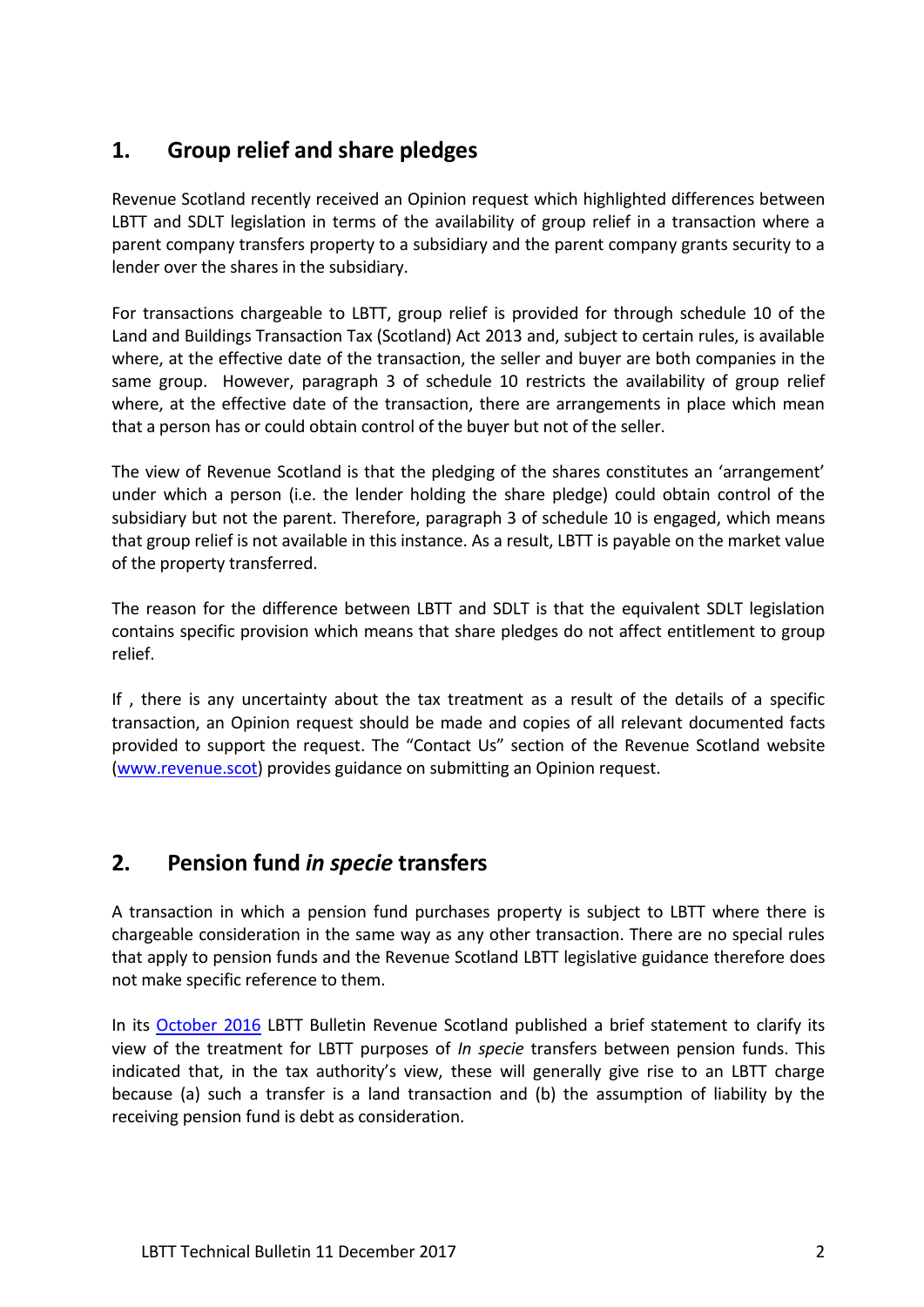## 1. Group relief and share pledges

Revenue Scotland recently received an Opinion request which highlighted differences between LBTT and SDLT legislation in terms of the availability of group relief in a transaction where a parent company transfers property to a subsidiary and the parent company grants security to a lender over the shares in the subsidiary.

For transactions chargeable to LBTT, group relief is provided for through schedule 10 of the Land and Buildings Transaction Tax (Scotland) Act 2013 and, subject to certain rules, is available where, at the effective date of the transaction, the seller and buyer are both companies in the same group. However, paragraph 3 of schedule 10 restricts the availability of group relief where, at the effective date of the transaction, there are arrangements in place which mean that a person has or could obtain control of the buyer but not of the seller.

The view of Revenue Scotland is that the pledging of the shares constitutes an 'arrangement' under which a person (i.e. the lender holding the share pledge) could obtain control of the subsidiary but not the parent. Therefore, paragraph 3 of schedule 10 is engaged, which means that group relief is not available in this instance. As a result, LBTT is payable on the market value of the property transferred.

The reason for the difference between LBTT and SDLT is that the equivalent SDLT legislation contains specific provision which means that share pledges do not affect entitlement to group relief.

If , there is any uncertainty about the tax treatment as a result of the details of a specific transaction, an Opinion request should be made and copies of all relevant documented facts provided to support the request. The "Contact Us" section of the Revenue Scotland website (www.revenue.scot) provides guidance on submitting an Opinion request.

## 2. Pension fund *in specie* transfers

A transaction in which a pension fund purchases property is subject to LBTT where there is chargeable consideration in the same way as any other transaction. There are no special rules that apply to pension funds and the Revenue Scotland LBTT legislative guidance therefore does not make specific reference to them.

In its October 2016 LBTT Bulletin Revenue Scotland published a brief statement to clarify its view of the treatment for LBTT purposes of *In specie* transfers between pension funds. This indicated that, in the tax authority's view, these will generally give rise to an LBTT charge because (a) such a transfer is a land transaction and (b) the assumption of liability by the receiving pension fund is debt as consideration.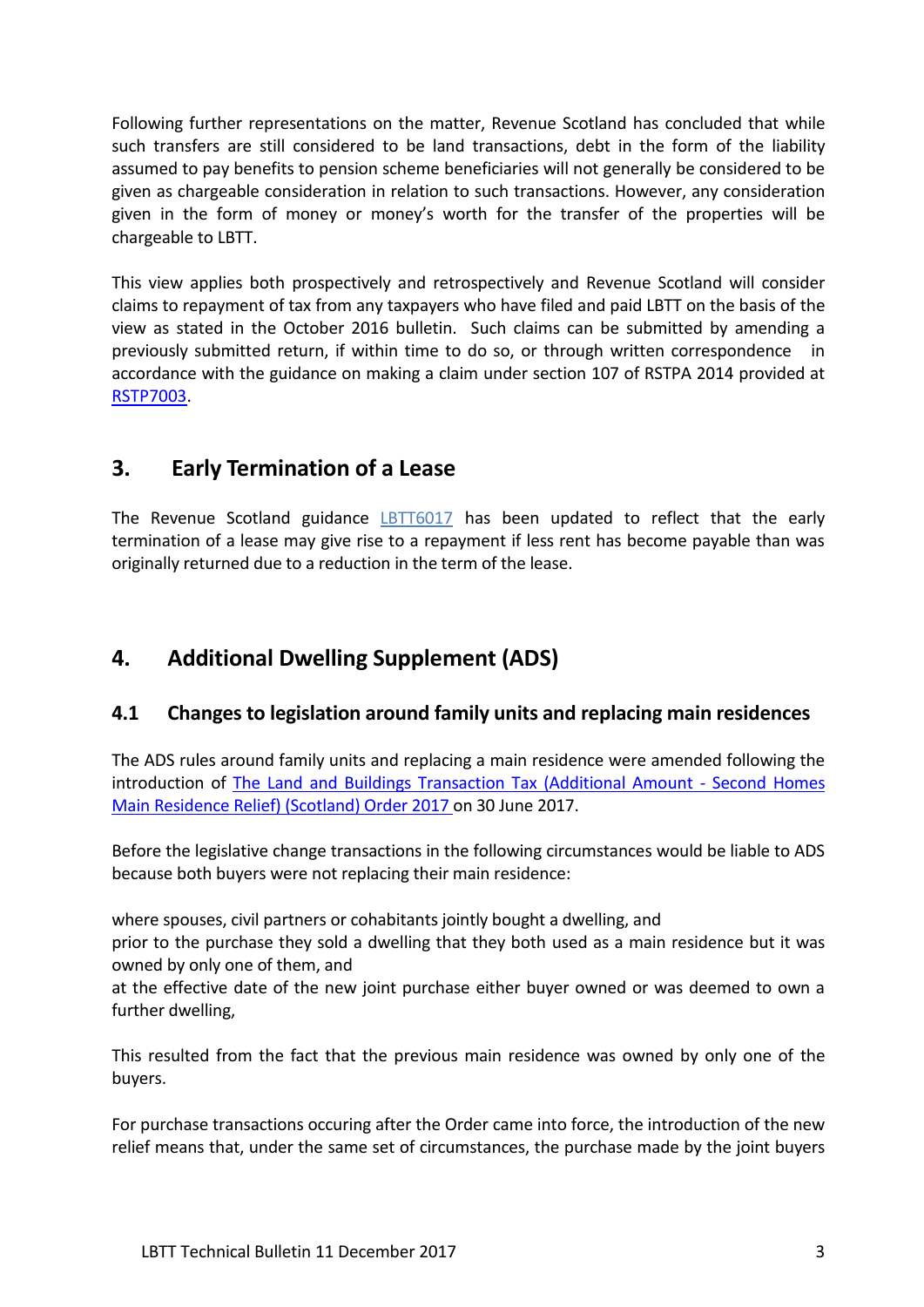Following further representations on the matter, Revenue Scotland has concluded that while such transfers are still considered to be land transactions, debt in the form of the liability assumed to pay benefits to pension scheme beneficiaries will not generally be considered to be given as chargeable consideration in relation to such transactions. However, any consideration given in the form of money or money's worth for the transfer of the properties will be chargeable to LBTT.

This view applies both prospectively and retrospectively and Revenue Scotland will consider claims to repayment of tax from any taxpayers who have filed and paid LBTT on the basis of the view as stated in the October 2016 bulletin. Such claims can be submitted by amending a previously submitted return, if within time to do so, or through written correspondence in accordance with the guidance on making a claim under section 107 of RSTPA 2014 provided at RSTP7003.

## 3. Early Termination of a Lease

The Revenue Scotland guidance LBTT6017 has been updated to reflect that the early termination of a lease may give rise to a repayment if less rent has become payable than was originally returned due to a reduction in the term of the lease.

## 4. Additional Dwelling Supplement (ADS)

### 4.1 Changes to legislation around family units and replacing main residences

The ADS rules around family units and replacing a main residence were amended following the introduction of The Land and Buildings Transaction Tax (Additional Amount - Second Homes Main Residence Relief) (Scotland) Order 2017 on 30 June 2017.

Before the legislative change transactions in the following circumstances would be liable to ADS because both buyers were not replacing their main residence:

where spouses, civil partners or cohabitants jointly bought a dwelling, and
prior to the purchase they sold a dwelling that they both used as a main residence but it was owned by only one of them, and
at the effective date of the new joint purchase either buyer owned or was deemed to own a further dwelling,

This resulted from the fact that the previous main residence was owned by only one of the buyers.

For purchase transactions occuring after the Order came into force, the introduction of the new relief means that, under the same set of circumstances, the purchase made by the joint buyers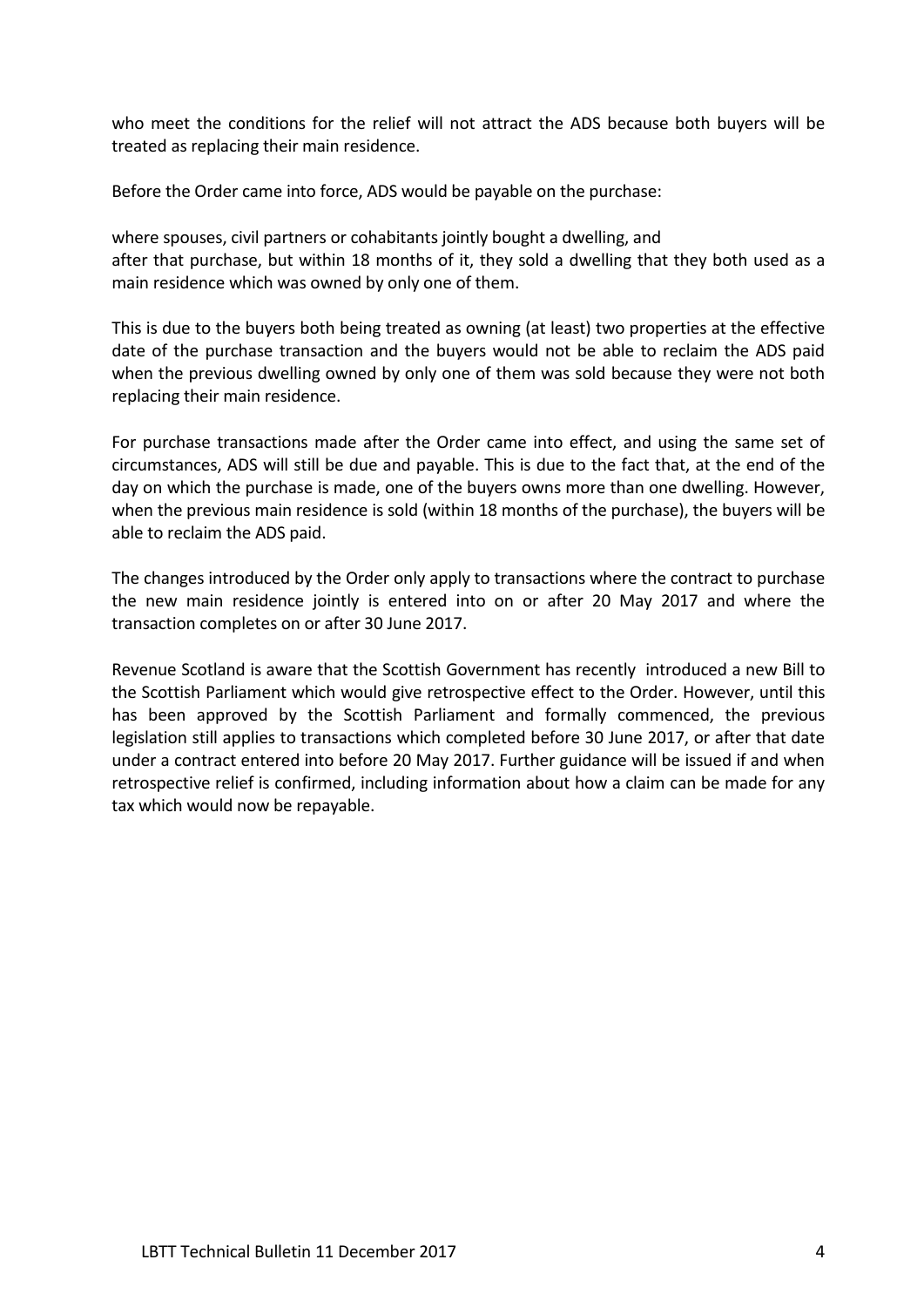who meet the conditions for the relief will not attract the ADS because both buyers will be treated as replacing their main residence.

Before the Order came into force, ADS would be payable on the purchase:

where spouses, civil partners or cohabitants jointly bought a dwelling, and
after that purchase, but within 18 months of it, they sold a dwelling that they both used as a main residence which was owned by only one of them.

This is due to the buyers both being treated as owning (at least) two properties at the effective date of the purchase transaction and the buyers would not be able to reclaim the ADS paid when the previous dwelling owned by only one of them was sold because they were not both replacing their main residence.

For purchase transactions made after the Order came into effect, and using the same set of circumstances, ADS will still be due and payable. This is due to the fact that, at the end of the day on which the purchase is made, one of the buyers owns more than one dwelling. However, when the previous main residence is sold (within 18 months of the purchase), the buyers will be able to reclaim the ADS paid.

The changes introduced by the Order only apply to transactions where the contract to purchase the new main residence jointly is entered into on or after 20 May 2017 and where the transaction completes on or after 30 June 2017.

Revenue Scotland is aware that the Scottish Government has recently introduced a new Bill to the Scottish Parliament which would give retrospective effect to the Order. However, until this has been approved by the Scottish Parliament and formally commenced, the previous legislation still applies to transactions which completed before 30 June 2017, or after that date under a contract entered into before 20 May 2017. Further guidance will be issued if and when retrospective relief is confirmed, including information about how a claim can be made for any tax which would now be repayable.